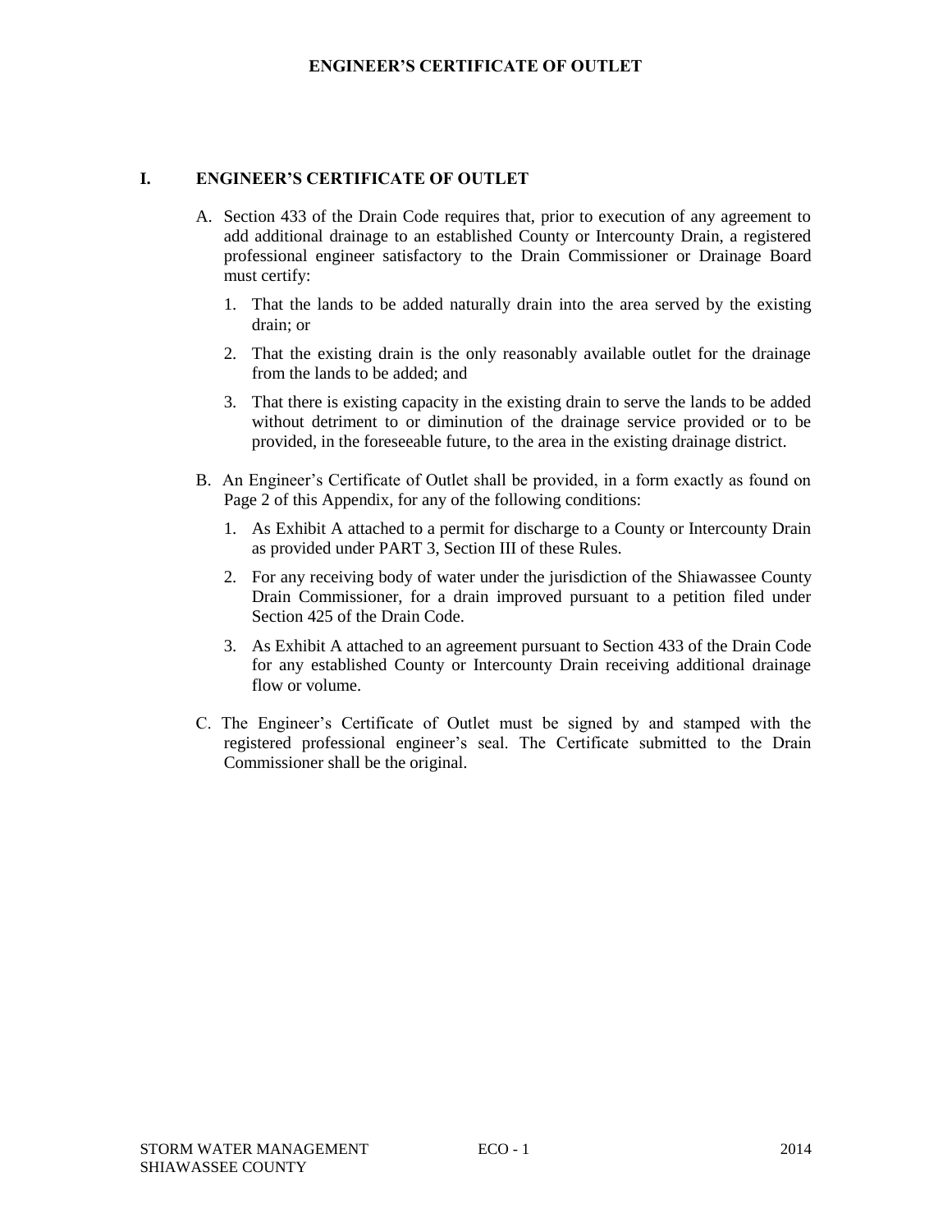# ENGINEER'S CERTIFICATE OF OUTLET

## I. ENGINEER'S CERTIFICATE OF OUTLET

A. Section 433 of the Drain Code requires that, prior to execution of any agreement to add additional drainage to an established County or Intercounty Drain, a registered professional engineer satisfactory to the Drain Commissioner or Drainage Board must certify:

1. That the lands to be added naturally drain into the area served by the existing drain; or
2. That the existing drain is the only reasonably available outlet for the drainage from the lands to be added; and
3. That there is existing capacity in the existing drain to serve the lands to be added without detriment to or diminution of the drainage service provided or to be provided, in the foreseeable future, to the area in the existing drainage district.

B. An Engineer's Certificate of Outlet shall be provided, in a form exactly as found on Page 2 of this Appendix, for any of the following conditions:

1. As Exhibit A attached to a permit for discharge to a County or Intercounty Drain as provided under PART 3, Section III of these Rules.
2. For any receiving body of water under the jurisdiction of the Shiawassee County Drain Commissioner, for a drain improved pursuant to a petition filed under Section 425 of the Drain Code.
3. As Exhibit A attached to an agreement pursuant to Section 433 of the Drain Code for any established County or Intercounty Drain receiving additional drainage flow or volume.

C. The Engineer's Certificate of Outlet must be signed by and stamped with the registered professional engineer's seal. The Certificate submitted to the Drain Commissioner shall be the original.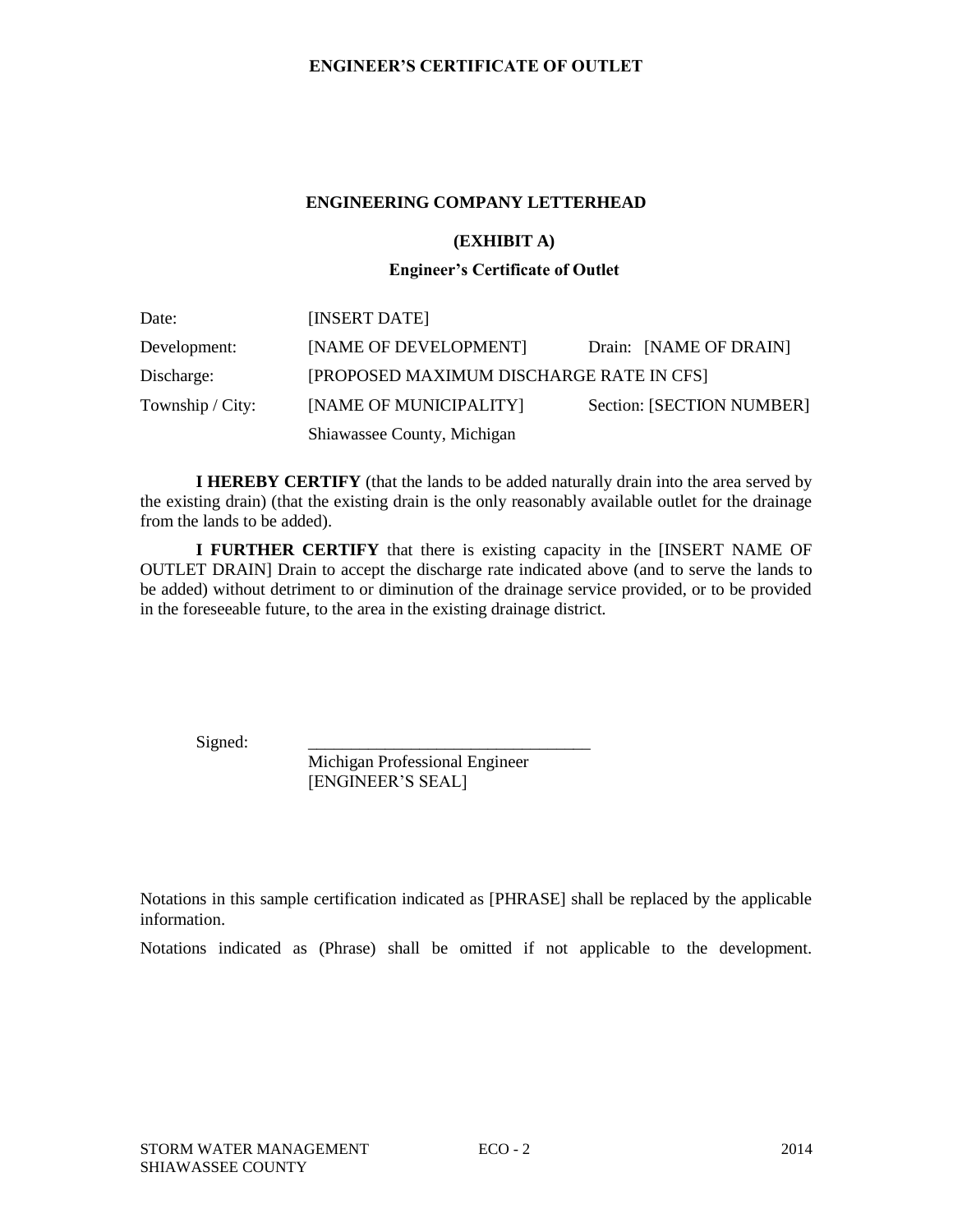**ENGINEERING COMPANY LETTERHEAD**

**(EXHIBIT A)**

**Engineer's Certificate of Outlet**

| | | |
|---|---|---|
| Date: | [INSERT DATE] | |
| Development: | [NAME OF DEVELOPMENT] | Drain: [NAME OF DRAIN] |
| Discharge: | [PROPOSED MAXIMUM DISCHARGE RATE IN CFS] | |
| Township / City: | [NAME OF MUNICIPALITY] | Section: [SECTION NUMBER] |
| | Shiawassee County, Michigan | |

**I HEREBY CERTIFY** (that the lands to be added naturally drain into the area served by the existing drain) (that the existing drain is the only reasonably available outlet for the drainage from the lands to be added).

**I FURTHER CERTIFY** that there is existing capacity in the [INSERT NAME OF OUTLET DRAIN] Drain to accept the discharge rate indicated above (and to serve the lands to be added) without detriment to or diminution of the drainage service provided, or to be provided in the foreseeable future, to the area in the existing drainage district.

Signed: \_\_\_\_\_\_\_\_\_\_\_\_\_\_\_\_\_\_\_\_\_\_\_\_\_\_\_\_\_\_\_\_\_\_
Michigan Professional Engineer
[ENGINEER'S SEAL]

Notations in this sample certification indicated as [PHRASE] shall be replaced by the applicable information.

Notations indicated as (Phrase) shall be omitted if not applicable to the development.